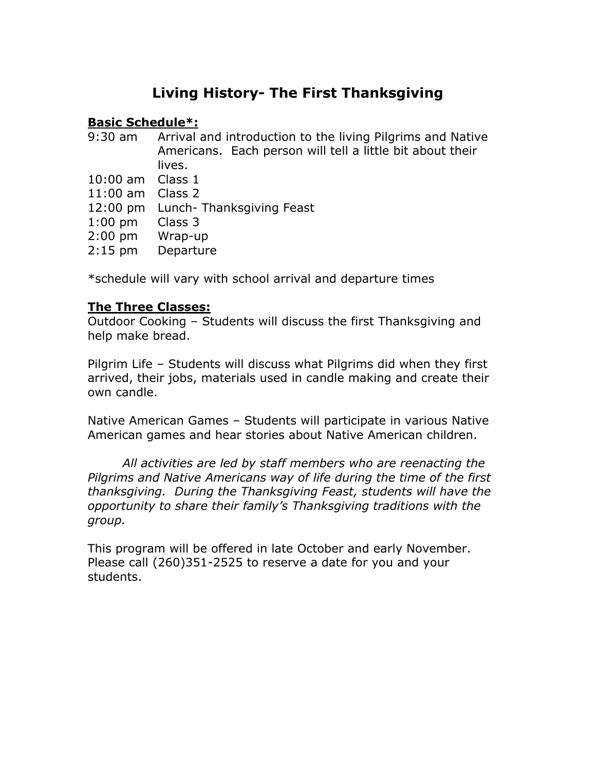# Living History- The First Thanksgiving

**<u>Basic Schedule*:</u>**

| | |
|---|---|
| 9:30 am | Arrival and introduction to the living Pilgrims and Native Americans. Each person will tell a little bit about their lives. |
| 10:00 am | Class 1 |
| 11:00 am | Class 2 |
| 12:00 pm | Lunch- Thanksgiving Feast |
| 1:00 pm | Class 3 |
| 2:00 pm | Wrap-up |
| 2:15 pm | Departure |

*schedule will vary with school arrival and departure times

**<u>The Three Classes:</u>**

Outdoor Cooking – Students will discuss the first Thanksgiving and help make bread.

Pilgrim Life – Students will discuss what Pilgrims did when they first arrived, their jobs, materials used in candle making and create their own candle.

Native American Games – Students will participate in various Native American games and hear stories about Native American children.

*All activities are led by staff members who are reenacting the Pilgrims and Native Americans way of life during the time of the first thanksgiving. During the Thanksgiving Feast, students will have the opportunity to share their family's Thanksgiving traditions with the group.*

This program will be offered in late October and early November. Please call (260)351-2525 to reserve a date for you and your students.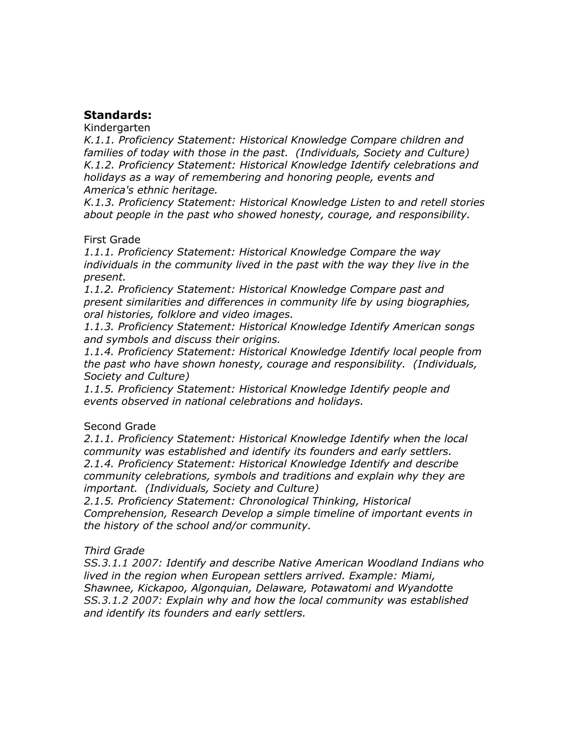**Standards:**

Kindergarten

*K.1.1. Proficiency Statement: Historical Knowledge Compare children and families of today with those in the past. (Individuals, Society and Culture)*
*K.1.2. Proficiency Statement: Historical Knowledge Identify celebrations and holidays as a way of remembering and honoring people, events and America's ethnic heritage.*
*K.1.3. Proficiency Statement: Historical Knowledge Listen to and retell stories about people in the past who showed honesty, courage, and responsibility.*

First Grade

*1.1.1. Proficiency Statement: Historical Knowledge Compare the way individuals in the community lived in the past with the way they live in the present.*
*1.1.2. Proficiency Statement: Historical Knowledge Compare past and present similarities and differences in community life by using biographies, oral histories, folklore and video images.*
*1.1.3. Proficiency Statement: Historical Knowledge Identify American songs and symbols and discuss their origins.*
*1.1.4. Proficiency Statement: Historical Knowledge Identify local people from the past who have shown honesty, courage and responsibility. (Individuals, Society and Culture)*
*1.1.5. Proficiency Statement: Historical Knowledge Identify people and events observed in national celebrations and holidays.*

Second Grade

*2.1.1. Proficiency Statement: Historical Knowledge Identify when the local community was established and identify its founders and early settlers.*
*2.1.4. Proficiency Statement: Historical Knowledge Identify and describe community celebrations, symbols and traditions and explain why they are important. (Individuals, Society and Culture)*
*2.1.5. Proficiency Statement: Chronological Thinking, Historical Comprehension, Research Develop a simple timeline of important events in the history of the school and/or community.*

*Third Grade*

*SS.3.1.1 2007: Identify and describe Native American Woodland Indians who lived in the region when European settlers arrived. Example: Miami, Shawnee, Kickapoo, Algonquian, Delaware, Potawatomi and Wyandotte*
*SS.3.1.2 2007: Explain why and how the local community was established and identify its founders and early settlers.*